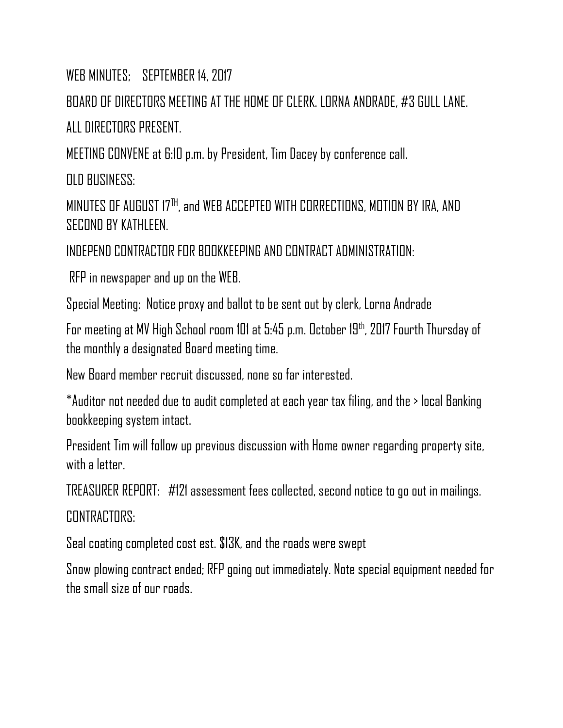WEB MINUTES; SEPTEMBER 14, 2017

BOARD OF DIRECTORS MEETING AT THE HOME OF CLERK. LORNA ANDRADE, #3 GULL LANE.

ALL DIRECTORS PRESENT.

MEETING CONVENE at 6:10 p.m. by President, Tim Dacey by conference call.

OLD BUSINESS:

MINUTES OF AUGUST 17TH, and WEB ACCEPTED WITH CORRECTIONS, MOTION BY IRA, AND SECOND BY KATHLEEN.

INDEPEND CONTRACTOR FOR BOOKKEEPING AND CONTRACT ADMINISTRATION:

RFP in newspaper and up on the WEB.

Special Meeting: Notice proxy and ballot to be sent out by clerk, Lorna Andrade

For meeting at MV High School room 101 at 5:45 p.m. October 19th, 2017 Fourth Thursday of the monthly a designated Board meeting time.

New Board member recruit discussed, none so far interested.

*Auditor not needed due to audit completed at each year tax filing, and the > local Banking bookkeeping system intact.

President Tim will follow up previous discussion with Home owner regarding property site, with a letter.

TREASURER REPORT: #121 assessment fees collected, second notice to go out in mailings.

CONTRACTORS:

Seal coating completed cost est. $13K, and the roads were swept

Snow plowing contract ended; RFP going out immediately. Note special equipment needed for the small size of our roads.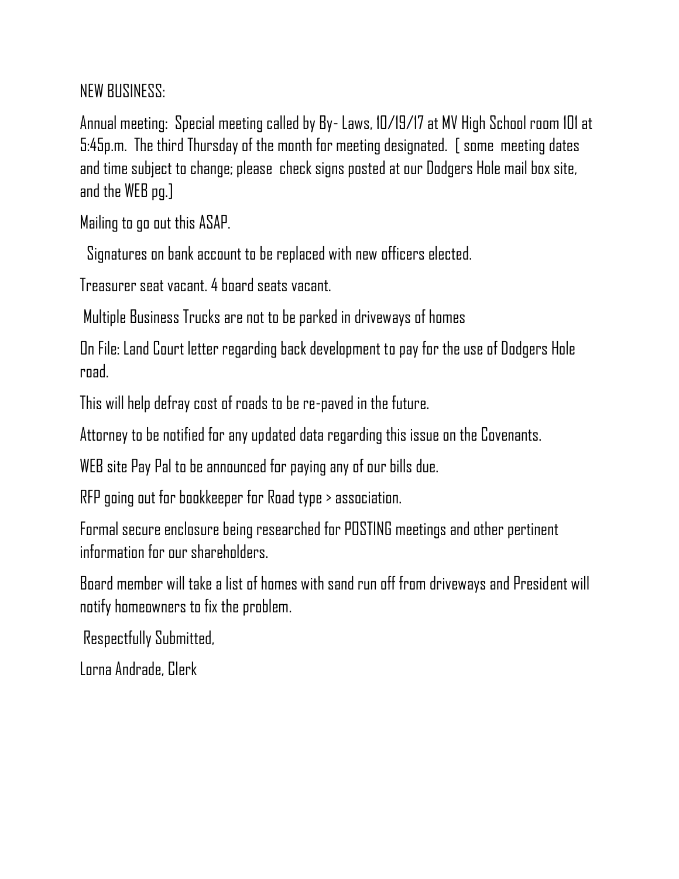NEW BUSINESS:

Annual meeting: Special meeting called by By- Laws, 10/19/17 at MV High School room 101 at 5:45p.m. The third Thursday of the month for meeting designated. [ some meeting dates and time subject to change; please check signs posted at our Dodgers Hole mail box site, and the WEB pg.]

Mailing to go out this ASAP.

Signatures on bank account to be replaced with new officers elected.

Treasurer seat vacant. 4 board seats vacant.

Multiple Business Trucks are not to be parked in driveways of homes

On File: Land Court letter regarding back development to pay for the use of Dodgers Hole road.

This will help defray cost of roads to be re-paved in the future.

Attorney to be notified for any updated data regarding this issue on the Covenants.

WEB site Pay Pal to be announced for paying any of our bills due.

RFP going out for bookkeeper for Road type > association.

Formal secure enclosure being researched for POSTING meetings and other pertinent information for our shareholders.

Board member will take a list of homes with sand run off from driveways and President will notify homeowners to fix the problem.

Respectfully Submitted,

Lorna Andrade, Clerk